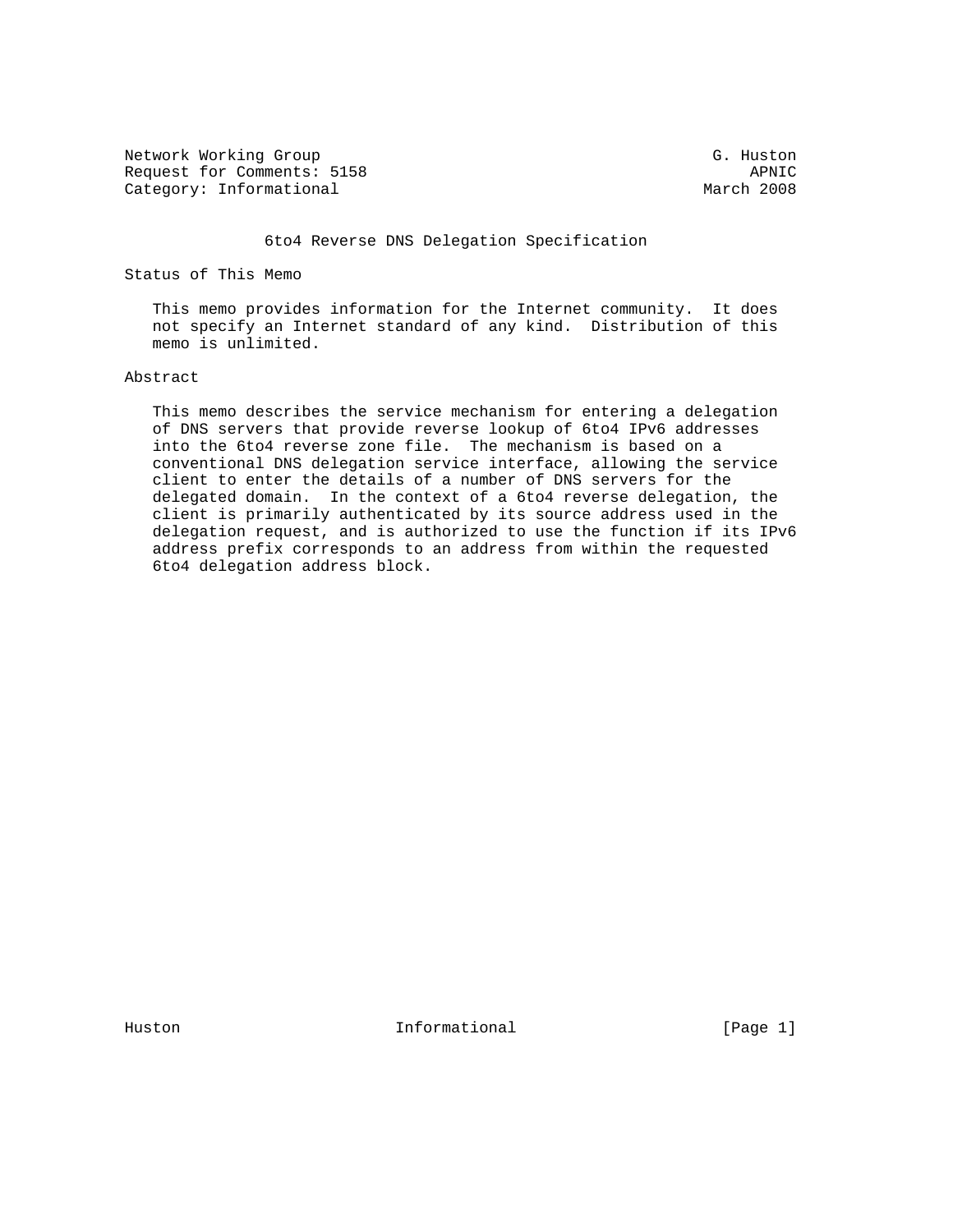Network Working Group G. Huston
Request for Comments: 5158 APNIC
Category: Informational March 2008

# 6to4 Reverse DNS Delegation Specification

## Status of This Memo

This memo provides information for the Internet community. It does not specify an Internet standard of any kind. Distribution of this memo is unlimited.

## Abstract

This memo describes the service mechanism for entering a delegation of DNS servers that provide reverse lookup of 6to4 IPv6 addresses into the 6to4 reverse zone file. The mechanism is based on a conventional DNS delegation service interface, allowing the service client to enter the details of a number of DNS servers for the delegated domain. In the context of a 6to4 reverse delegation, the client is primarily authenticated by its source address used in the delegation request, and is authorized to use the function if its IPv6 address prefix corresponds to an address from within the requested 6to4 delegation address block.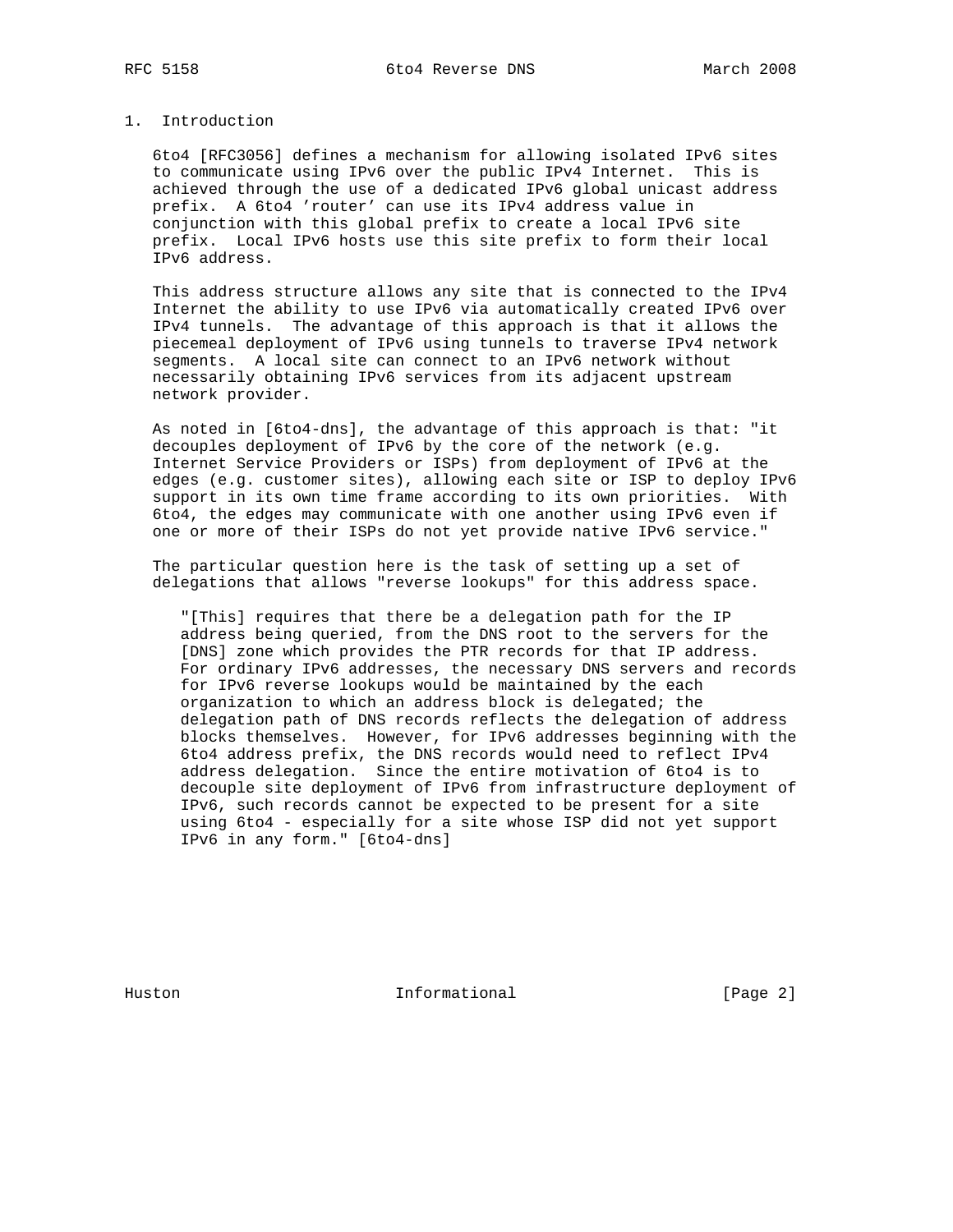# 1. Introduction

6to4 [RFC3056] defines a mechanism for allowing isolated IPv6 sites to communicate using IPv6 over the public IPv4 Internet. This is achieved through the use of a dedicated IPv6 global unicast address prefix. A 6to4 'router' can use its IPv4 address value in conjunction with this global prefix to create a local IPv6 site prefix. Local IPv6 hosts use this site prefix to form their local IPv6 address.

This address structure allows any site that is connected to the IPv4 Internet the ability to use IPv6 via automatically created IPv6 over IPv4 tunnels. The advantage of this approach is that it allows the piecemeal deployment of IPv6 using tunnels to traverse IPv4 network segments. A local site can connect to an IPv6 network without necessarily obtaining IPv6 services from its adjacent upstream network provider.

As noted in [6to4-dns], the advantage of this approach is that: "it decouples deployment of IPv6 by the core of the network (e.g. Internet Service Providers or ISPs) from deployment of IPv6 at the edges (e.g. customer sites), allowing each site or ISP to deploy IPv6 support in its own time frame according to its own priorities. With 6to4, the edges may communicate with one another using IPv6 even if one or more of their ISPs do not yet provide native IPv6 service."

The particular question here is the task of setting up a set of delegations that allows "reverse lookups" for this address space.

> "[This] requires that there be a delegation path for the IP address being queried, from the DNS root to the servers for the [DNS] zone which provides the PTR records for that IP address. For ordinary IPv6 addresses, the necessary DNS servers and records for IPv6 reverse lookups would be maintained by the each organization to which an address block is delegated; the delegation path of DNS records reflects the delegation of address blocks themselves. However, for IPv6 addresses beginning with the 6to4 address prefix, the DNS records would need to reflect IPv4 address delegation. Since the entire motivation of 6to4 is to decouple site deployment of IPv6 from infrastructure deployment of IPv6, such records cannot be expected to be present for a site using 6to4 - especially for a site whose ISP did not yet support IPv6 in any form." [6to4-dns]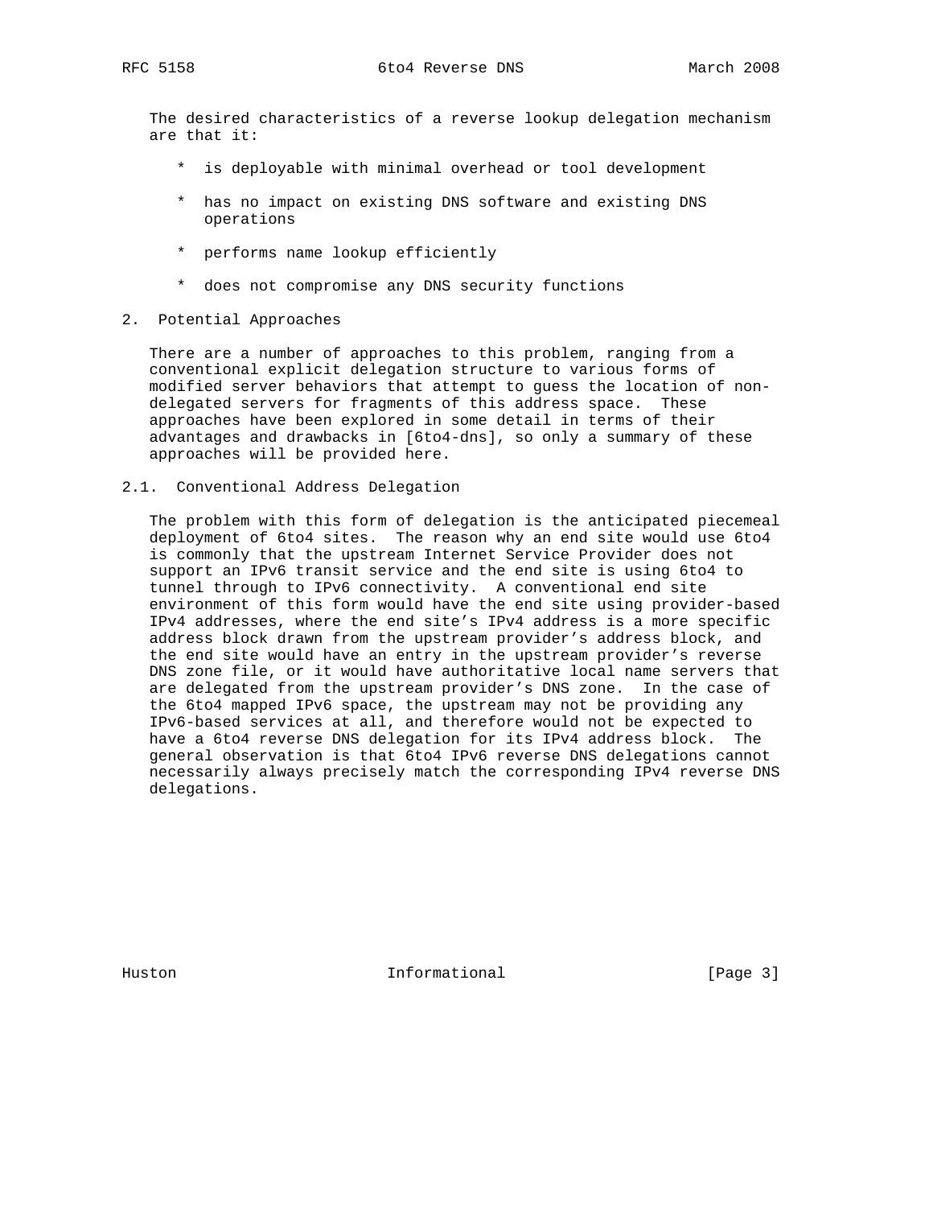The desired characteristics of a reverse lookup delegation mechanism are that it:

* is deployable with minimal overhead or tool development
* has no impact on existing DNS software and existing DNS operations
* performs name lookup efficiently
* does not compromise any DNS security functions

## 2. Potential Approaches

There are a number of approaches to this problem, ranging from a conventional explicit delegation structure to various forms of modified server behaviors that attempt to guess the location of non-delegated servers for fragments of this address space. These approaches have been explored in some detail in terms of their advantages and drawbacks in [6to4-dns], so only a summary of these approaches will be provided here.

### 2.1. Conventional Address Delegation

The problem with this form of delegation is the anticipated piecemeal deployment of 6to4 sites. The reason why an end site would use 6to4 is commonly that the upstream Internet Service Provider does not support an IPv6 transit service and the end site is using 6to4 to tunnel through to IPv6 connectivity. A conventional end site environment of this form would have the end site using provider-based IPv4 addresses, where the end site's IPv4 address is a more specific address block drawn from the upstream provider's address block, and the end site would have an entry in the upstream provider's reverse DNS zone file, or it would have authoritative local name servers that are delegated from the upstream provider's DNS zone. In the case of the 6to4 mapped IPv6 space, the upstream may not be providing any IPv6-based services at all, and therefore would not be expected to have a 6to4 reverse DNS delegation for its IPv4 address block. The general observation is that 6to4 IPv6 reverse DNS delegations cannot necessarily always precisely match the corresponding IPv4 reverse DNS delegations.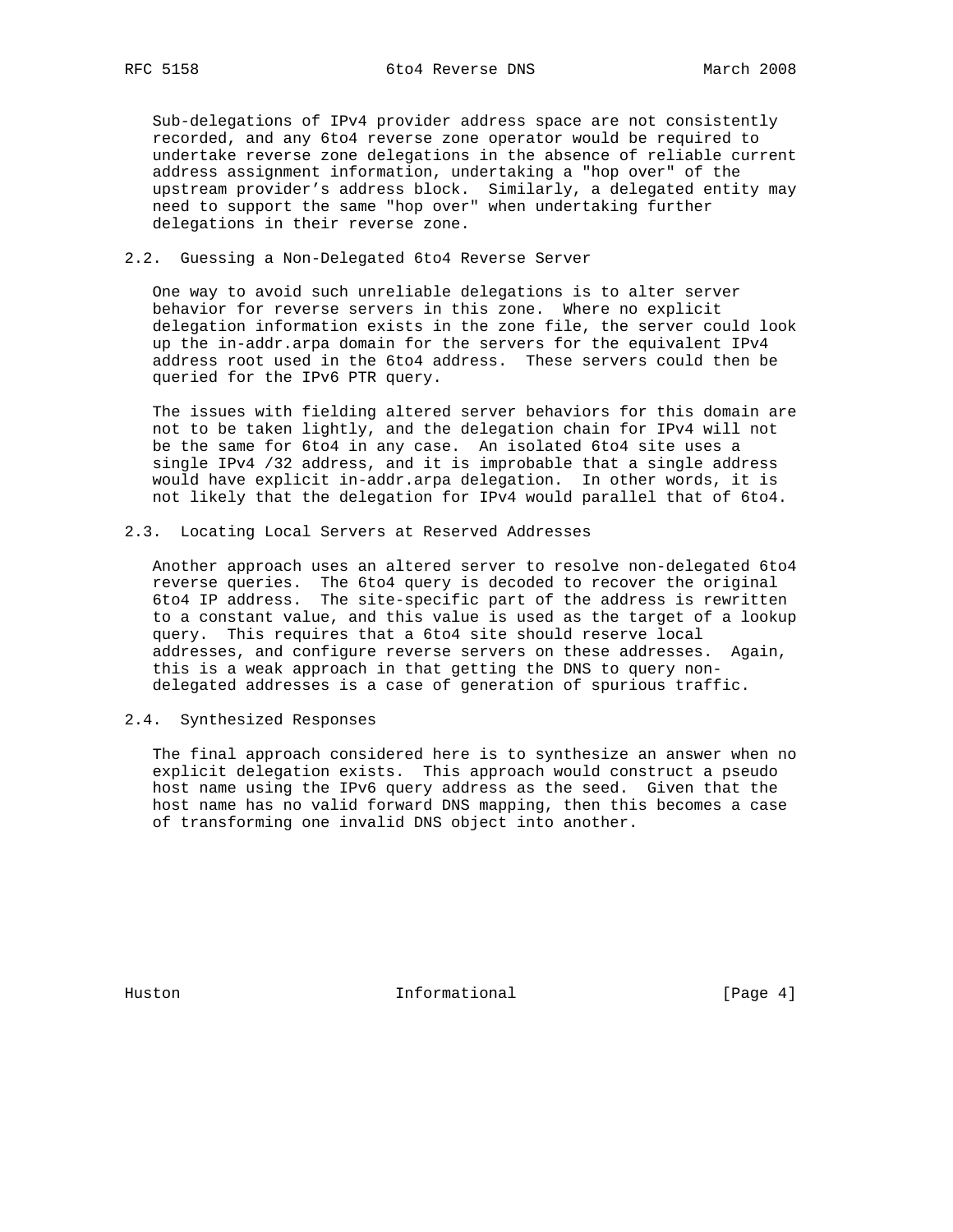Sub-delegations of IPv4 provider address space are not consistently recorded, and any 6to4 reverse zone operator would be required to undertake reverse zone delegations in the absence of reliable current address assignment information, undertaking a "hop over" of the upstream provider's address block. Similarly, a delegated entity may need to support the same "hop over" when undertaking further delegations in their reverse zone.

### 2.2. Guessing a Non-Delegated 6to4 Reverse Server

One way to avoid such unreliable delegations is to alter server behavior for reverse servers in this zone. Where no explicit delegation information exists in the zone file, the server could look up the in-addr.arpa domain for the servers for the equivalent IPv4 address root used in the 6to4 address. These servers could then be queried for the IPv6 PTR query.

The issues with fielding altered server behaviors for this domain are not to be taken lightly, and the delegation chain for IPv4 will not be the same for 6to4 in any case. An isolated 6to4 site uses a single IPv4 /32 address, and it is improbable that a single address would have explicit in-addr.arpa delegation. In other words, it is not likely that the delegation for IPv4 would parallel that of 6to4.

### 2.3. Locating Local Servers at Reserved Addresses

Another approach uses an altered server to resolve non-delegated 6to4 reverse queries. The 6to4 query is decoded to recover the original 6to4 IP address. The site-specific part of the address is rewritten to a constant value, and this value is used as the target of a lookup query. This requires that a 6to4 site should reserve local addresses, and configure reverse servers on these addresses. Again, this is a weak approach in that getting the DNS to query non-delegated addresses is a case of generation of spurious traffic.

### 2.4. Synthesized Responses

The final approach considered here is to synthesize an answer when no explicit delegation exists. This approach would construct a pseudo host name using the IPv6 query address as the seed. Given that the host name has no valid forward DNS mapping, then this becomes a case of transforming one invalid DNS object into another.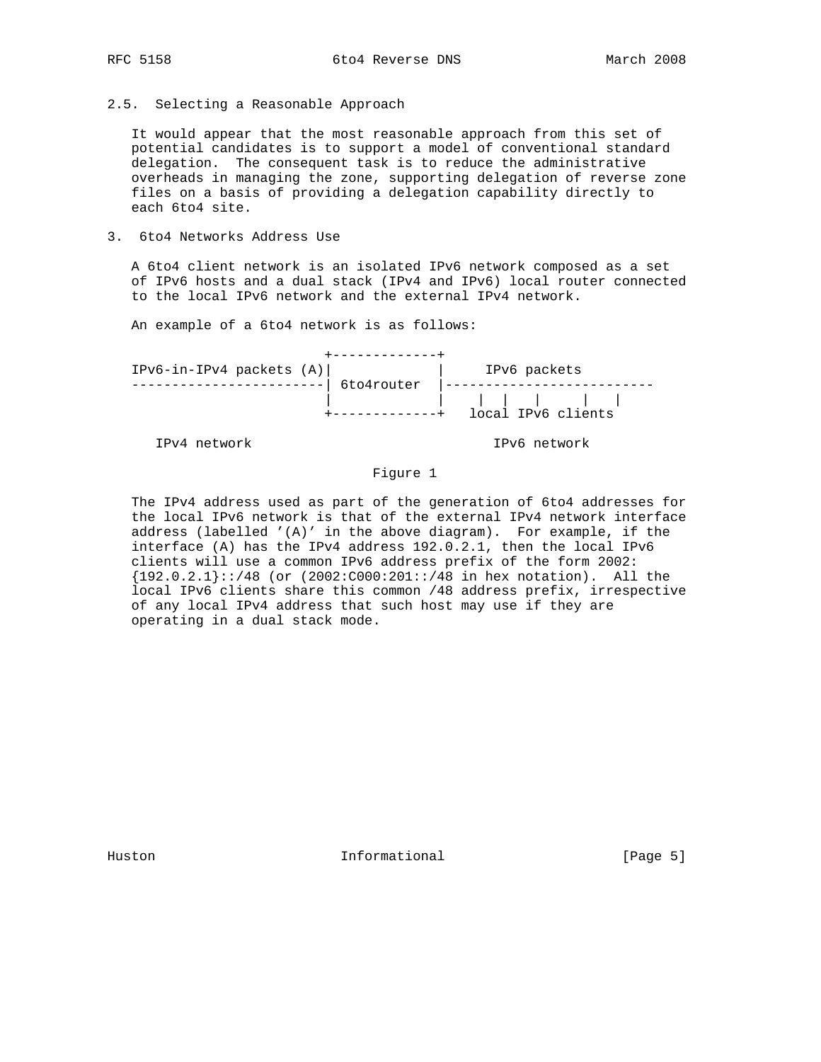### 2.5. Selecting a Reasonable Approach

It would appear that the most reasonable approach from this set of potential candidates is to support a model of conventional standard delegation. The consequent task is to reduce the administrative overheads in managing the zone, supporting delegation of reverse zone files on a basis of providing a delegation capability directly to each 6to4 site.

## 3. 6to4 Networks Address Use

A 6to4 client network is an isolated IPv6 network composed as a set of IPv6 hosts and a dual stack (IPv4 and IPv6) local router connected to the local IPv6 network and the external IPv4 network.

An example of a 6to4 network is as follows:

```
                        +-------------+
IPv6-in-IPv4 packets (A)|             |     IPv6 packets
------------------------| 6to4router  |--------------------------
                        |             |    |  |   |     |   |
                        +-------------+   local IPv6 clients

   IPv4 network                              IPv6 network
```

Figure 1

The IPv4 address used as part of the generation of 6to4 addresses for the local IPv6 network is that of the external IPv4 network interface address (labelled '(A)' in the above diagram). For example, if the interface (A) has the IPv4 address 192.0.2.1, then the local IPv6 clients will use a common IPv6 address prefix of the form 2002:{192.0.2.1}::/48 (or (2002:C000:201::/48 in hex notation). All the local IPv6 clients share this common /48 address prefix, irrespective of any local IPv4 address that such host may use if they are operating in a dual stack mode.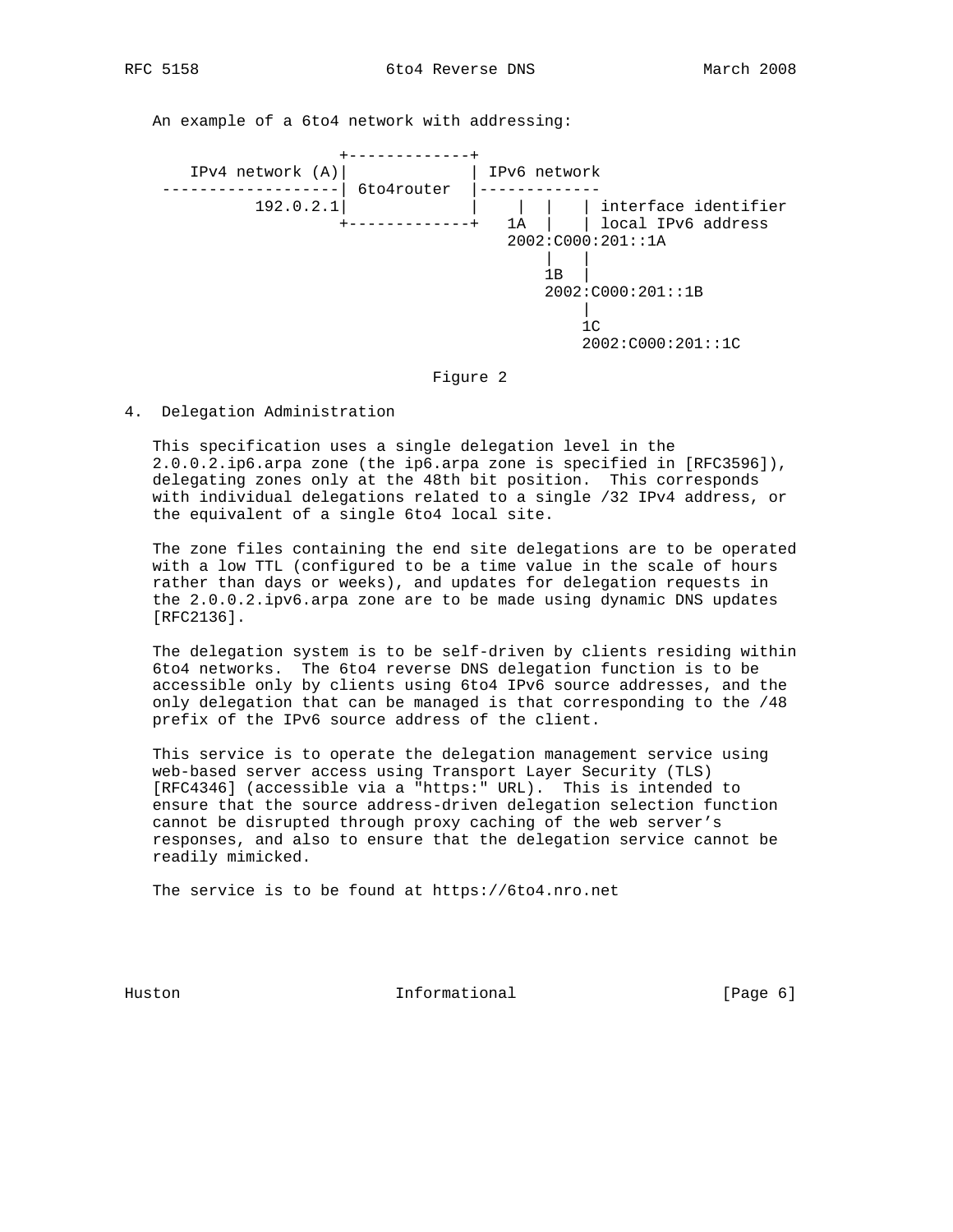An example of a 6to4 network with addressing:

```
                    +-------------+
    IPv4 network (A)|             | IPv6 network
  ------------------| 6to4router  |-------------
            192.0.2.1|             |    |   |   | interface identifier
                    +-------------+   1A  |   | local IPv6 address
                                     2002:C000:201::1A
                                          |   |
                                         1B  |
                                         2002:C000:201::1B
                                             |
                                             1C
                                             2002:C000:201::1C
```

Figure 2

## 4. Delegation Administration

This specification uses a single delegation level in the 2.0.0.2.ip6.arpa zone (the ip6.arpa zone is specified in [RFC3596]), delegating zones only at the 48th bit position. This corresponds with individual delegations related to a single /32 IPv4 address, or the equivalent of a single 6to4 local site.

The zone files containing the end site delegations are to be operated with a low TTL (configured to be a time value in the scale of hours rather than days or weeks), and updates for delegation requests in the 2.0.0.2.ipv6.arpa zone are to be made using dynamic DNS updates [RFC2136].

The delegation system is to be self-driven by clients residing within 6to4 networks. The 6to4 reverse DNS delegation function is to be accessible only by clients using 6to4 IPv6 source addresses, and the only delegation that can be managed is that corresponding to the /48 prefix of the IPv6 source address of the client.

This service is to operate the delegation management service using web-based server access using Transport Layer Security (TLS) [RFC4346] (accessible via a "https:" URL). This is intended to ensure that the source address-driven delegation selection function cannot be disrupted through proxy caching of the web server's responses, and also to ensure that the delegation service cannot be readily mimicked.

The service is to be found at https://6to4.nro.net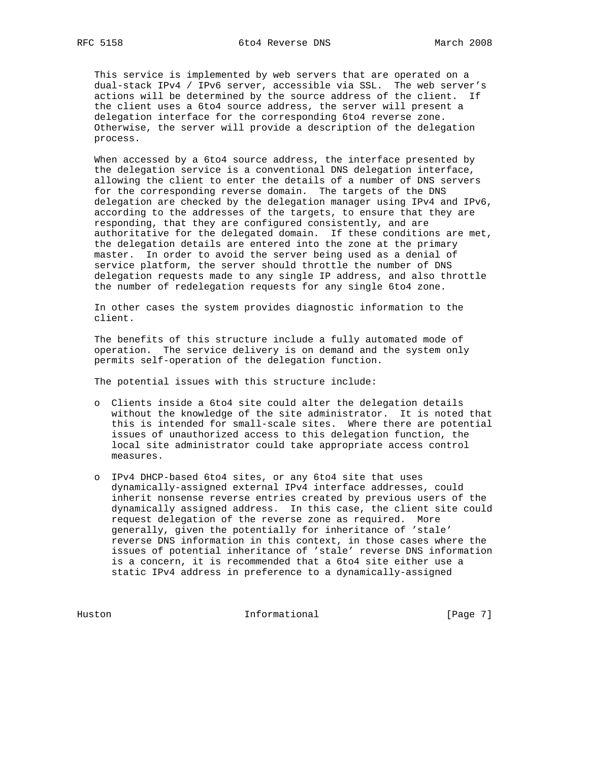This service is implemented by web servers that are operated on a dual-stack IPv4 / IPv6 server, accessible via SSL. The web server's actions will be determined by the source address of the client. If the client uses a 6to4 source address, the server will present a delegation interface for the corresponding 6to4 reverse zone. Otherwise, the server will provide a description of the delegation process.

When accessed by a 6to4 source address, the interface presented by the delegation service is a conventional DNS delegation interface, allowing the client to enter the details of a number of DNS servers for the corresponding reverse domain. The targets of the DNS delegation are checked by the delegation manager using IPv4 and IPv6, according to the addresses of the targets, to ensure that they are responding, that they are configured consistently, and are authoritative for the delegated domain. If these conditions are met, the delegation details are entered into the zone at the primary master. In order to avoid the server being used as a denial of service platform, the server should throttle the number of DNS delegation requests made to any single IP address, and also throttle the number of redelegation requests for any single 6to4 zone.

In other cases the system provides diagnostic information to the client.

The benefits of this structure include a fully automated mode of operation. The service delivery is on demand and the system only permits self-operation of the delegation function.

The potential issues with this structure include:

- Clients inside a 6to4 site could alter the delegation details without the knowledge of the site administrator. It is noted that this is intended for small-scale sites. Where there are potential issues of unauthorized access to this delegation function, the local site administrator could take appropriate access control measures.

- IPv4 DHCP-based 6to4 sites, or any 6to4 site that uses dynamically-assigned external IPv4 interface addresses, could inherit nonsense reverse entries created by previous users of the dynamically assigned address. In this case, the client site could request delegation of the reverse zone as required. More generally, given the potentially for inheritance of 'stale' reverse DNS information in this context, in those cases where the issues of potential inheritance of 'stale' reverse DNS information is a concern, it is recommended that a 6to4 site either use a static IPv4 address in preference to a dynamically-assigned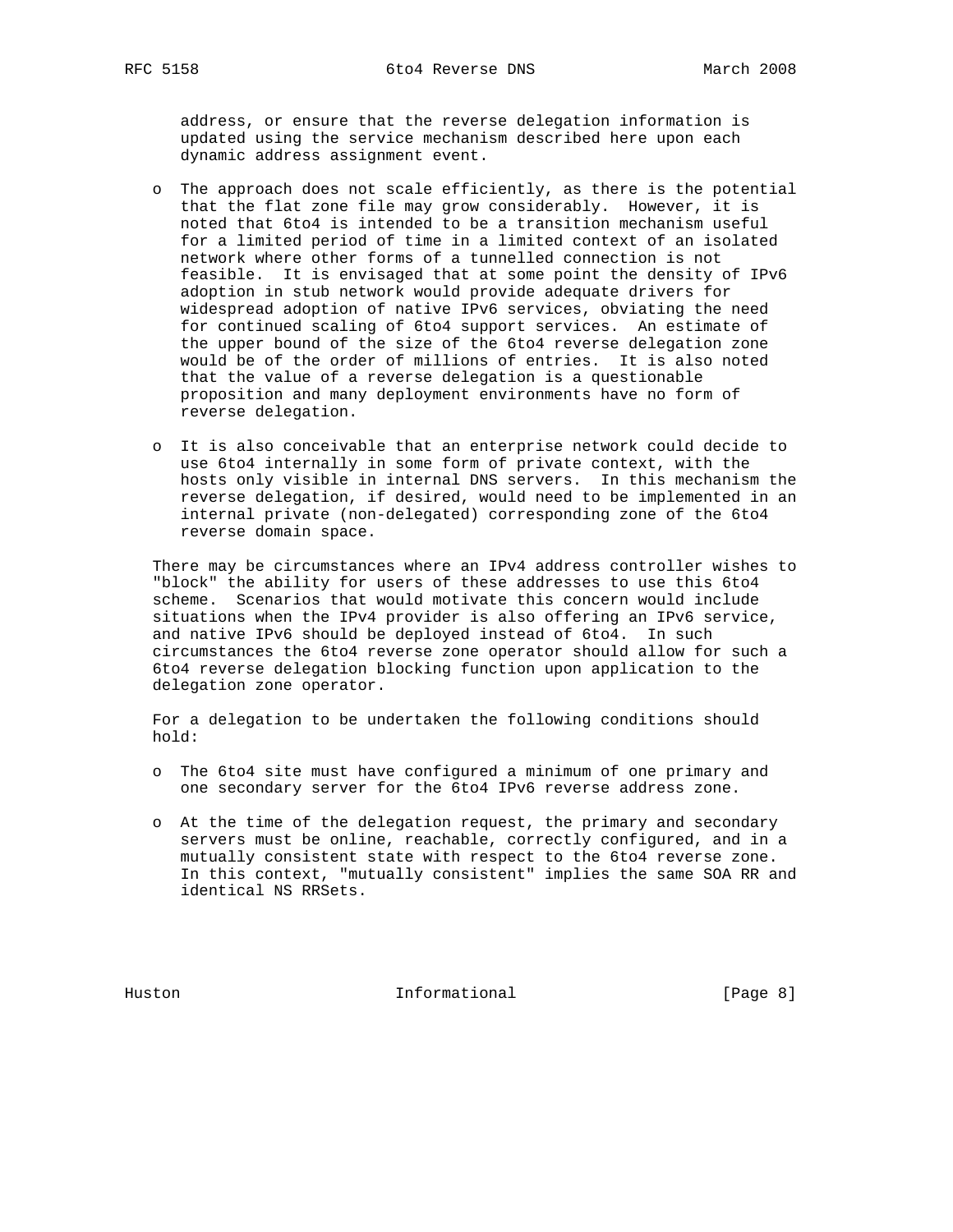address, or ensure that the reverse delegation information is updated using the service mechanism described here upon each dynamic address assignment event.

- The approach does not scale efficiently, as there is the potential that the flat zone file may grow considerably. However, it is noted that 6to4 is intended to be a transition mechanism useful for a limited period of time in a limited context of an isolated network where other forms of a tunnelled connection is not feasible. It is envisaged that at some point the density of IPv6 adoption in stub network would provide adequate drivers for widespread adoption of native IPv6 services, obviating the need for continued scaling of 6to4 support services. An estimate of the upper bound of the size of the 6to4 reverse delegation zone would be of the order of millions of entries. It is also noted that the value of a reverse delegation is a questionable proposition and many deployment environments have no form of reverse delegation.

- It is also conceivable that an enterprise network could decide to use 6to4 internally in some form of private context, with the hosts only visible in internal DNS servers. In this mechanism the reverse delegation, if desired, would need to be implemented in an internal private (non-delegated) corresponding zone of the 6to4 reverse domain space.

There may be circumstances where an IPv4 address controller wishes to "block" the ability for users of these addresses to use this 6to4 scheme. Scenarios that would motivate this concern would include situations when the IPv4 provider is also offering an IPv6 service, and native IPv6 should be deployed instead of 6to4. In such circumstances the 6to4 reverse zone operator should allow for such a 6to4 reverse delegation blocking function upon application to the delegation zone operator.

For a delegation to be undertaken the following conditions should hold:

- The 6to4 site must have configured a minimum of one primary and one secondary server for the 6to4 IPv6 reverse address zone.

- At the time of the delegation request, the primary and secondary servers must be online, reachable, correctly configured, and in a mutually consistent state with respect to the 6to4 reverse zone. In this context, "mutually consistent" implies the same SOA RR and identical NS RRSets.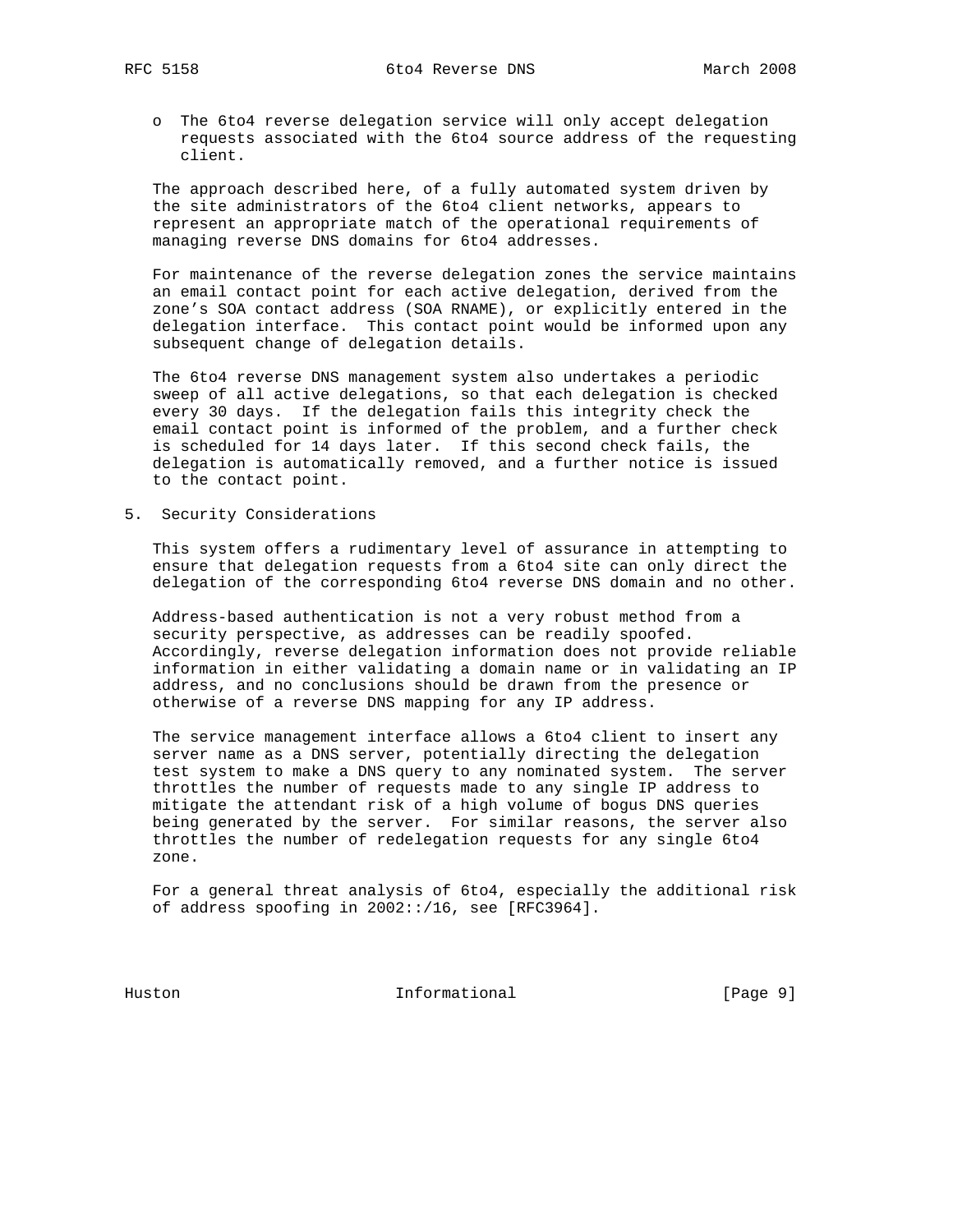- The 6to4 reverse delegation service will only accept delegation requests associated with the 6to4 source address of the requesting client.

The approach described here, of a fully automated system driven by the site administrators of the 6to4 client networks, appears to represent an appropriate match of the operational requirements of managing reverse DNS domains for 6to4 addresses.

For maintenance of the reverse delegation zones the service maintains an email contact point for each active delegation, derived from the zone's SOA contact address (SOA RNAME), or explicitly entered in the delegation interface. This contact point would be informed upon any subsequent change of delegation details.

The 6to4 reverse DNS management system also undertakes a periodic sweep of all active delegations, so that each delegation is checked every 30 days. If the delegation fails this integrity check the email contact point is informed of the problem, and a further check is scheduled for 14 days later. If this second check fails, the delegation is automatically removed, and a further notice is issued to the contact point.

## 5. Security Considerations

This system offers a rudimentary level of assurance in attempting to ensure that delegation requests from a 6to4 site can only direct the delegation of the corresponding 6to4 reverse DNS domain and no other.

Address-based authentication is not a very robust method from a security perspective, as addresses can be readily spoofed. Accordingly, reverse delegation information does not provide reliable information in either validating a domain name or in validating an IP address, and no conclusions should be drawn from the presence or otherwise of a reverse DNS mapping for any IP address.

The service management interface allows a 6to4 client to insert any server name as a DNS server, potentially directing the delegation test system to make a DNS query to any nominated system. The server throttles the number of requests made to any single IP address to mitigate the attendant risk of a high volume of bogus DNS queries being generated by the server. For similar reasons, the server also throttles the number of redelegation requests for any single 6to4 zone.

For a general threat analysis of 6to4, especially the additional risk of address spoofing in 2002::/16, see [RFC3964].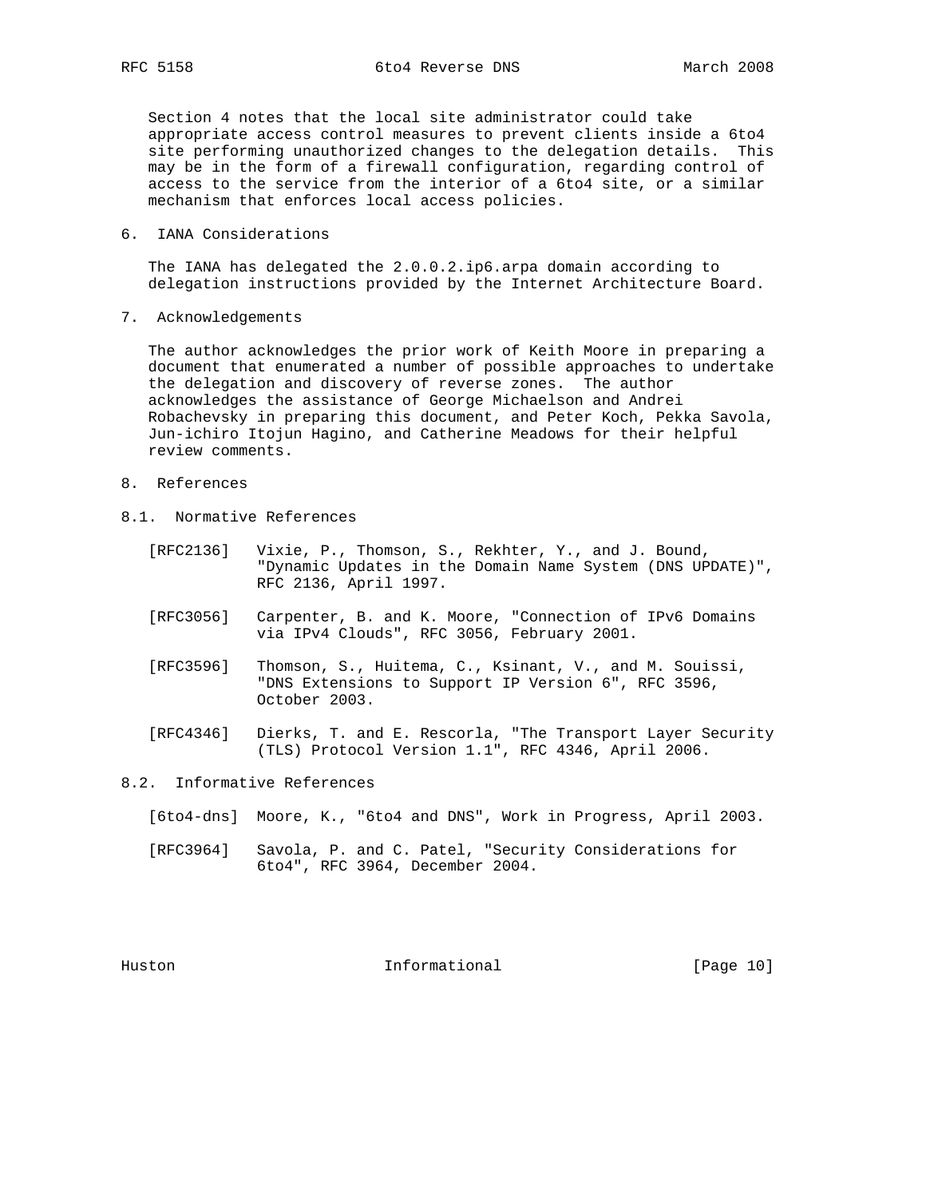Section 4 notes that the local site administrator could take appropriate access control measures to prevent clients inside a 6to4 site performing unauthorized changes to the delegation details. This may be in the form of a firewall configuration, regarding control of access to the service from the interior of a 6to4 site, or a similar mechanism that enforces local access policies.

## 6. IANA Considerations

The IANA has delegated the 2.0.0.2.ip6.arpa domain according to delegation instructions provided by the Internet Architecture Board.

## 7. Acknowledgements

The author acknowledges the prior work of Keith Moore in preparing a document that enumerated a number of possible approaches to undertake the delegation and discovery of reverse zones. The author acknowledges the assistance of George Michaelson and Andrei Robachevsky in preparing this document, and Peter Koch, Pekka Savola, Jun-ichiro Itojun Hagino, and Catherine Meadows for their helpful review comments.

## 8. References

### 8.1. Normative References

[RFC2136] Vixie, P., Thomson, S., Rekhter, Y., and J. Bound, "Dynamic Updates in the Domain Name System (DNS UPDATE)", RFC 2136, April 1997.

[RFC3056] Carpenter, B. and K. Moore, "Connection of IPv6 Domains via IPv4 Clouds", RFC 3056, February 2001.

[RFC3596] Thomson, S., Huitema, C., Ksinant, V., and M. Souissi, "DNS Extensions to Support IP Version 6", RFC 3596, October 2003.

[RFC4346] Dierks, T. and E. Rescorla, "The Transport Layer Security (TLS) Protocol Version 1.1", RFC 4346, April 2006.

### 8.2. Informative References

[6to4-dns] Moore, K., "6to4 and DNS", Work in Progress, April 2003.

[RFC3964] Savola, P. and C. Patel, "Security Considerations for 6to4", RFC 3964, December 2004.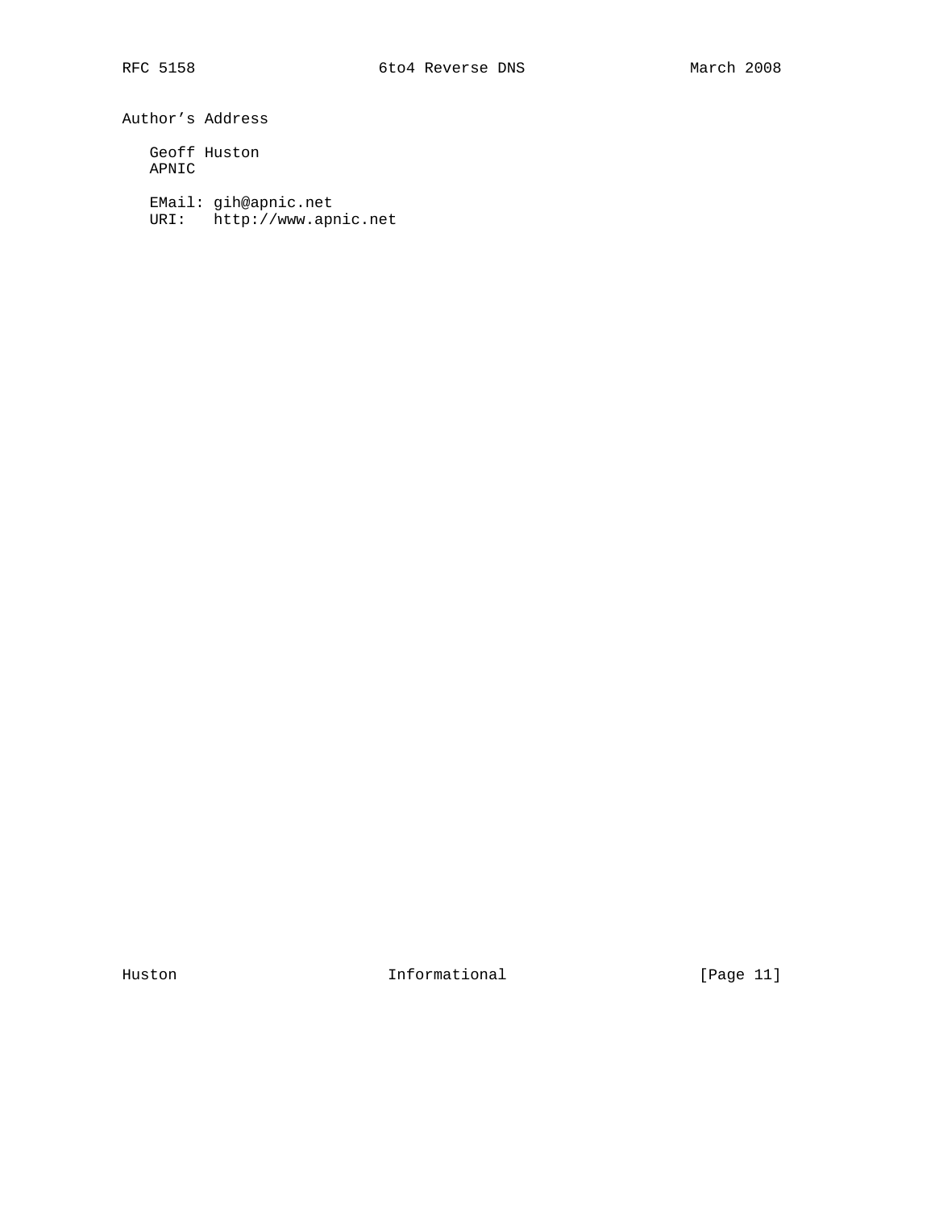## Author's Address

Geoff Huston
APNIC

EMail: gih@apnic.net
URI:   http://www.apnic.net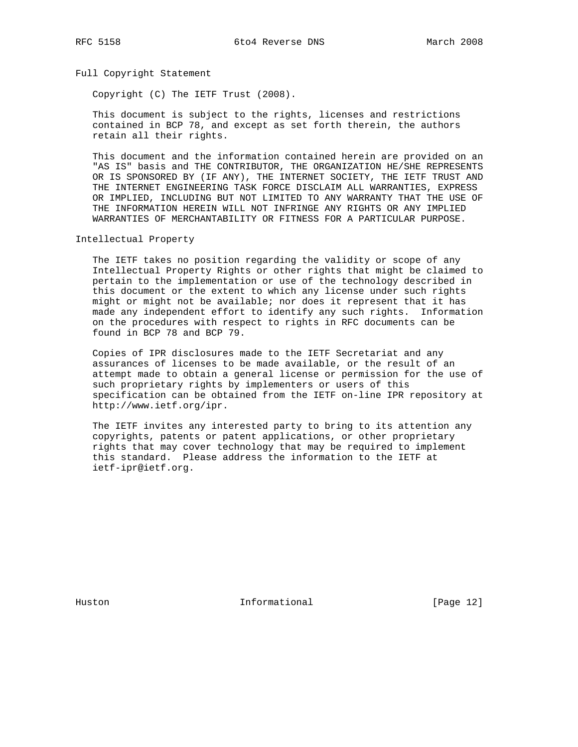## Full Copyright Statement

Copyright (C) The IETF Trust (2008).

This document is subject to the rights, licenses and restrictions contained in BCP 78, and except as set forth therein, the authors retain all their rights.

This document and the information contained herein are provided on an "AS IS" basis and THE CONTRIBUTOR, THE ORGANIZATION HE/SHE REPRESENTS OR IS SPONSORED BY (IF ANY), THE INTERNET SOCIETY, THE IETF TRUST AND THE INTERNET ENGINEERING TASK FORCE DISCLAIM ALL WARRANTIES, EXPRESS OR IMPLIED, INCLUDING BUT NOT LIMITED TO ANY WARRANTY THAT THE USE OF THE INFORMATION HEREIN WILL NOT INFRINGE ANY RIGHTS OR ANY IMPLIED WARRANTIES OF MERCHANTABILITY OR FITNESS FOR A PARTICULAR PURPOSE.

## Intellectual Property

The IETF takes no position regarding the validity or scope of any Intellectual Property Rights or other rights that might be claimed to pertain to the implementation or use of the technology described in this document or the extent to which any license under such rights might or might not be available; nor does it represent that it has made any independent effort to identify any such rights. Information on the procedures with respect to rights in RFC documents can be found in BCP 78 and BCP 79.

Copies of IPR disclosures made to the IETF Secretariat and any assurances of licenses to be made available, or the result of an attempt made to obtain a general license or permission for the use of such proprietary rights by implementers or users of this specification can be obtained from the IETF on-line IPR repository at http://www.ietf.org/ipr.

The IETF invites any interested party to bring to its attention any copyrights, patents or patent applications, or other proprietary rights that may cover technology that may be required to implement this standard. Please address the information to the IETF at ietf-ipr@ietf.org.